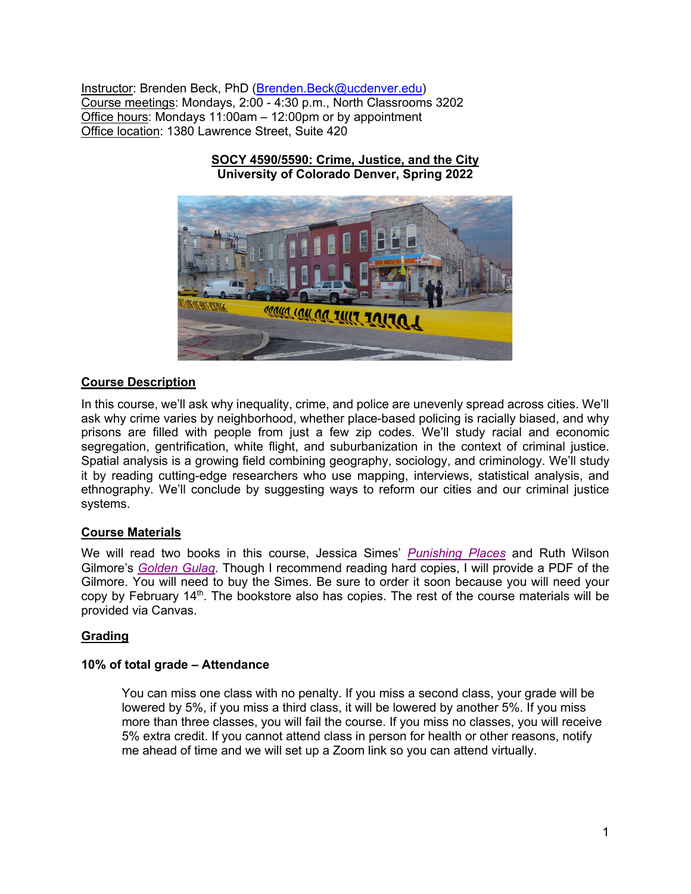Instructor: Brenden Beck, PhD (Brenden.Beck@ucdenver.edu)
Course meetings: Mondays, 2:00 - 4:30 p.m., North Classrooms 3202
Office hours: Mondays 11:00am – 12:00pm or by appointment
Office location: 1380 Lawrence Street, Suite 420

# SOCY 4590/5590: Crime, Justice, and the City
**University of Colorado Denver, Spring 2022**

## Course Description

In this course, we'll ask why inequality, crime, and police are unevenly spread across cities. We'll ask why crime varies by neighborhood, whether place-based policing is racially biased, and why prisons are filled with people from just a few zip codes. We'll study racial and economic segregation, gentrification, white flight, and suburbanization in the context of criminal justice. Spatial analysis is a growing field combining geography, sociology, and criminology. We'll study it by reading cutting-edge researchers who use mapping, interviews, statistical analysis, and ethnography. We'll conclude by suggesting ways to reform our cities and our criminal justice systems.

## Course Materials

We will read two books in this course, Jessica Simes' *Punishing Places* and Ruth Wilson Gilmore's *Golden Gulag*. Though I recommend reading hard copies, I will provide a PDF of the Gilmore. You will need to buy the Simes. Be sure to order it soon because you will need your copy by February 14th. The bookstore also has copies. The rest of the course materials will be provided via Canvas.

## Grading

### 10% of total grade – Attendance

You can miss one class with no penalty. If you miss a second class, your grade will be lowered by 5%, if you miss a third class, it will be lowered by another 5%. If you miss more than three classes, you will fail the course. If you miss no classes, you will receive 5% extra credit. If you cannot attend class in person for health or other reasons, notify me ahead of time and we will set up a Zoom link so you can attend virtually.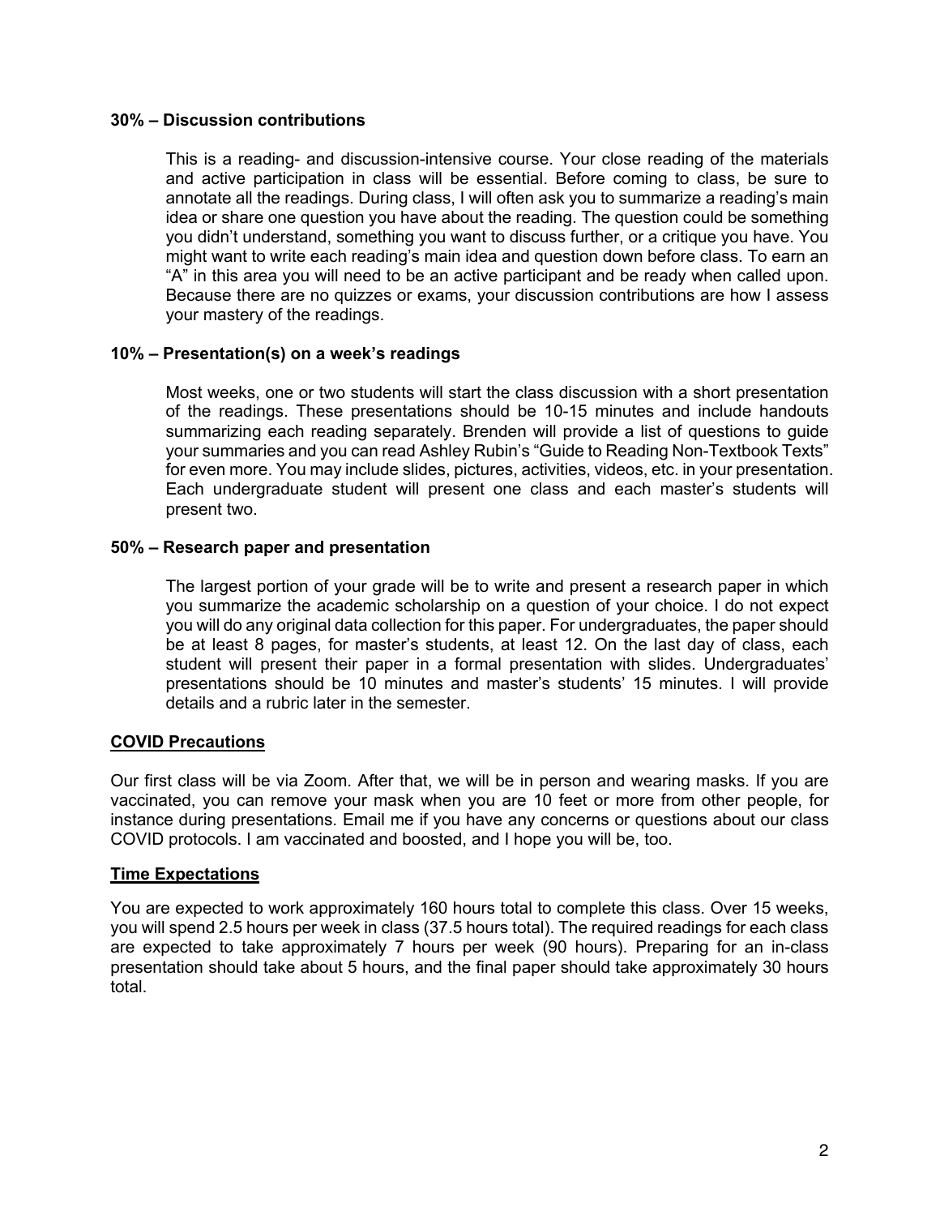**30% – Discussion contributions**

This is a reading- and discussion-intensive course. Your close reading of the materials and active participation in class will be essential. Before coming to class, be sure to annotate all the readings. During class, I will often ask you to summarize a reading's main idea or share one question you have about the reading. The question could be something you didn't understand, something you want to discuss further, or a critique you have. You might want to write each reading's main idea and question down before class. To earn an "A" in this area you will need to be an active participant and be ready when called upon. Because there are no quizzes or exams, your discussion contributions are how I assess your mastery of the readings.

**10% – Presentation(s) on a week's readings**

Most weeks, one or two students will start the class discussion with a short presentation of the readings. These presentations should be 10-15 minutes and include handouts summarizing each reading separately. Brenden will provide a list of questions to guide your summaries and you can read Ashley Rubin's "Guide to Reading Non-Textbook Texts" for even more. You may include slides, pictures, activities, videos, etc. in your presentation. Each undergraduate student will present one class and each master's students will present two.

**50% – Research paper and presentation**

The largest portion of your grade will be to write and present a research paper in which you summarize the academic scholarship on a question of your choice. I do not expect you will do any original data collection for this paper. For undergraduates, the paper should be at least 8 pages, for master's students, at least 12. On the last day of class, each student will present their paper in a formal presentation with slides. Undergraduates' presentations should be 10 minutes and master's students' 15 minutes. I will provide details and a rubric later in the semester.

## COVID Precautions

Our first class will be via Zoom. After that, we will be in person and wearing masks. If you are vaccinated, you can remove your mask when you are 10 feet or more from other people, for instance during presentations. Email me if you have any concerns or questions about our class COVID protocols. I am vaccinated and boosted, and I hope you will be, too.

## Time Expectations

You are expected to work approximately 160 hours total to complete this class. Over 15 weeks, you will spend 2.5 hours per week in class (37.5 hours total). The required readings for each class are expected to take approximately 7 hours per week (90 hours). Preparing for an in-class presentation should take about 5 hours, and the final paper should take approximately 30 hours total.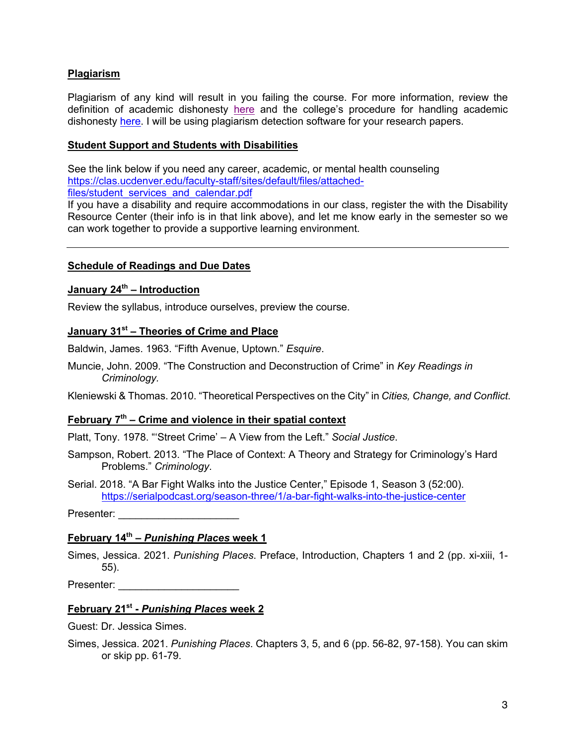## Plagiarism

Plagiarism of any kind will result in you failing the course. For more information, review the definition of academic dishonesty here and the college's procedure for handling academic dishonesty here. I will be using plagiarism detection software for your research papers.

## Student Support and Students with Disabilities

See the link below if you need any career, academic, or mental health counseling https://clas.ucdenver.edu/faculty-staff/sites/default/files/attached-files/student_services_and_calendar.pdf
If you have a disability and require accommodations in our class, register the with the Disability Resource Center (their info is in that link above), and let me know early in the semester so we can work together to provide a supportive learning environment.

---

## Schedule of Readings and Due Dates

### January 24th – Introduction

Review the syllabus, introduce ourselves, preview the course.

### January 31st – Theories of Crime and Place

Baldwin, James. 1963. "Fifth Avenue, Uptown." *Esquire*.

Muncie, John. 2009. "The Construction and Deconstruction of Crime" in *Key Readings in Criminology*.

Kleniewski & Thomas. 2010. "Theoretical Perspectives on the City" in *Cities, Change, and Conflict*.

### February 7th – Crime and violence in their spatial context

Platt, Tony. 1978. "'Street Crime' – A View from the Left." *Social Justice*.

Sampson, Robert. 2013. "The Place of Context: A Theory and Strategy for Criminology's Hard Problems." *Criminology*.

Serial. 2018. "A Bar Fight Walks into the Justice Center," Episode 1, Season 3 (52:00). https://serialpodcast.org/season-three/1/a-bar-fight-walks-into-the-justice-center

Presenter: ____________________

### February 14th – *Punishing Places* week 1

Simes, Jessica. 2021. *Punishing Places*. Preface, Introduction, Chapters 1 and 2 (pp. xi-xiii, 1-55).

Presenter: ____________________

### February 21st - *Punishing Places* week 2

Guest: Dr. Jessica Simes.

Simes, Jessica. 2021. *Punishing Places*. Chapters 3, 5, and 6 (pp. 56-82, 97-158). You can skim or skip pp. 61-79.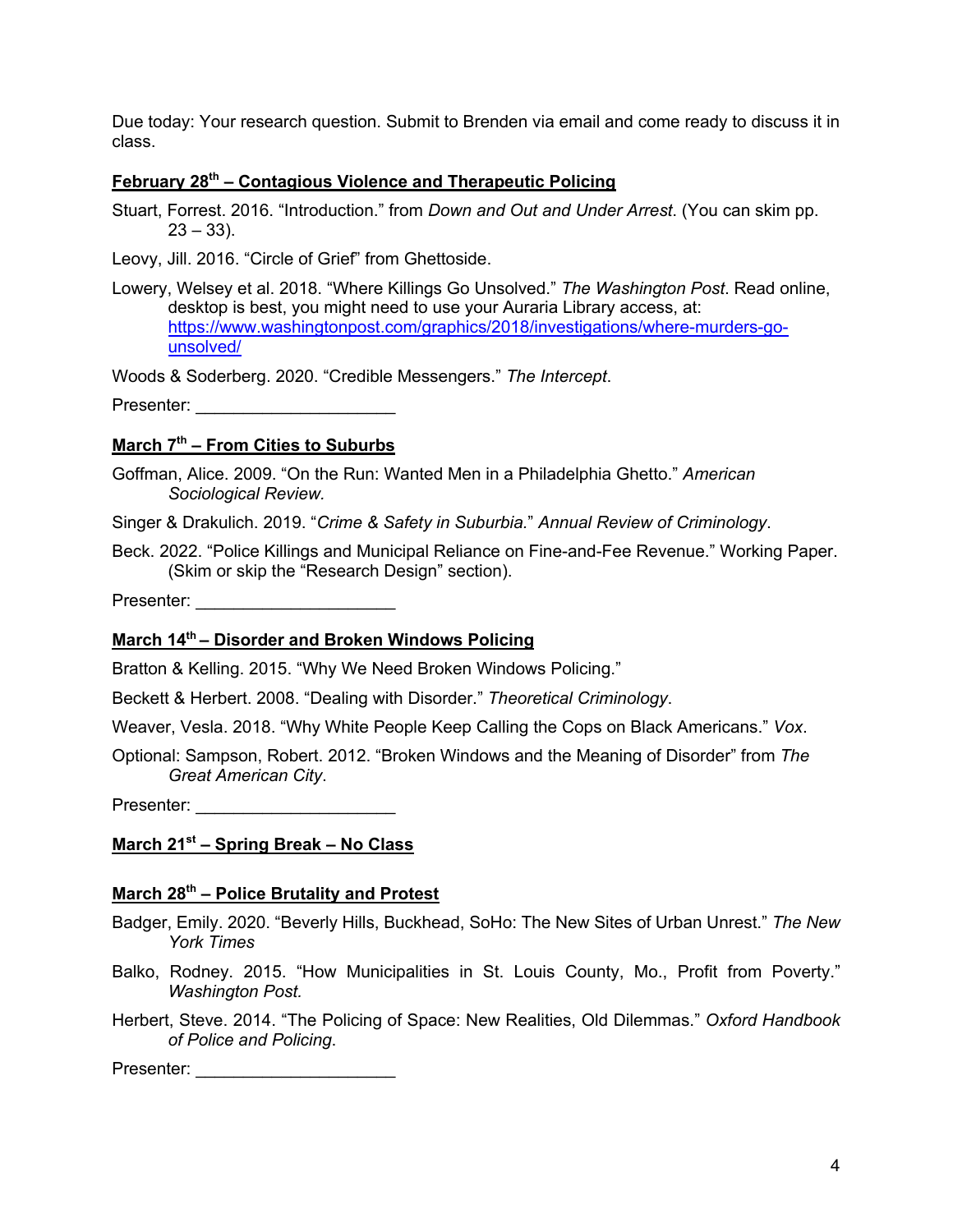Due today: Your research question. Submit to Brenden via email and come ready to discuss it in class.

### **February 28th – Contagious Violence and Therapeutic Policing**

Stuart, Forrest. 2016. "Introduction." from *Down and Out and Under Arrest*. (You can skim pp. 23 – 33).

Leovy, Jill. 2016. "Circle of Grief" from Ghettoside.

Lowery, Welsey et al. 2018. "Where Killings Go Unsolved." *The Washington Post*. Read online, desktop is best, you might need to use your Auraria Library access, at: https://www.washingtonpost.com/graphics/2018/investigations/where-murders-go-unsolved/

Woods & Soderberg. 2020. "Credible Messengers." *The Intercept*.

Presenter: ____________________

### **March 7th – From Cities to Suburbs**

Goffman, Alice. 2009. "On the Run: Wanted Men in a Philadelphia Ghetto." *American Sociological Review.*

Singer & Drakulich. 2019. "*Crime & Safety in Suburbia*." *Annual Review of Criminology*.

Beck. 2022. "Police Killings and Municipal Reliance on Fine-and-Fee Revenue." Working Paper. (Skim or skip the "Research Design" section).

Presenter: ____________________

### **March 14th – Disorder and Broken Windows Policing**

Bratton & Kelling. 2015. "Why We Need Broken Windows Policing."

Beckett & Herbert. 2008. "Dealing with Disorder." *Theoretical Criminology*.

Weaver, Vesla. 2018. "Why White People Keep Calling the Cops on Black Americans." *Vox*.

Optional: Sampson, Robert. 2012. "Broken Windows and the Meaning of Disorder" from *The Great American City*.

Presenter: ____________________

### **March 21st – Spring Break – No Class**

### **March 28th – Police Brutality and Protest**

Badger, Emily. 2020. "Beverly Hills, Buckhead, SoHo: The New Sites of Urban Unrest." *The New York Times*

Balko, Rodney. 2015. "How Municipalities in St. Louis County, Mo., Profit from Poverty." *Washington Post.*

Herbert, Steve. 2014. "The Policing of Space: New Realities, Old Dilemmas." *Oxford Handbook of Police and Policing*.

Presenter: ____________________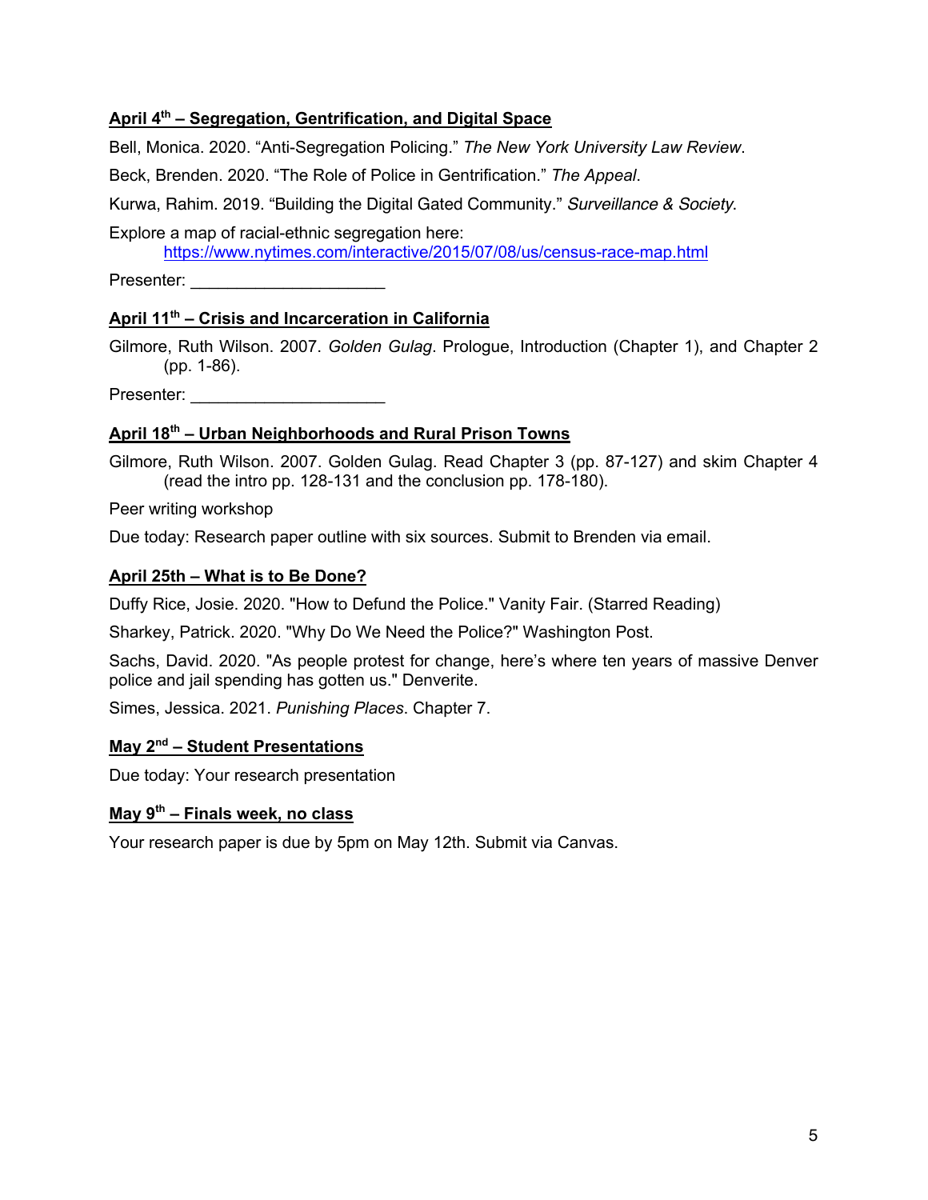**<u>April 4th – Segregation, Gentrification, and Digital Space</u>**

Bell, Monica. 2020. "Anti-Segregation Policing." *The New York University Law Review*.

Beck, Brenden. 2020. "The Role of Police in Gentrification." *The Appeal*.

Kurwa, Rahim. 2019. "Building the Digital Gated Community." *Surveillance & Society*.

Explore a map of racial-ethnic segregation here:
https://www.nytimes.com/interactive/2015/07/08/us/census-race-map.html

Presenter: ____________________

**<u>April 11th – Crisis and Incarceration in California</u>**

Gilmore, Ruth Wilson. 2007. *Golden Gulag*. Prologue, Introduction (Chapter 1), and Chapter 2 (pp. 1-86).

Presenter: ____________________

**<u>April 18th – Urban Neighborhoods and Rural Prison Towns</u>**

Gilmore, Ruth Wilson. 2007. Golden Gulag. Read Chapter 3 (pp. 87-127) and skim Chapter 4 (read the intro pp. 128-131 and the conclusion pp. 178-180).

Peer writing workshop

Due today: Research paper outline with six sources. Submit to Brenden via email.

**<u>April 25th – What is to Be Done?</u>**

Duffy Rice, Josie. 2020. "How to Defund the Police." Vanity Fair. (Starred Reading)

Sharkey, Patrick. 2020. "Why Do We Need the Police?" Washington Post.

Sachs, David. 2020. "As people protest for change, here's where ten years of massive Denver police and jail spending has gotten us." Denverite.

Simes, Jessica. 2021. *Punishing Places*. Chapter 7.

**<u>May 2nd – Student Presentations</u>**

Due today: Your research presentation

**<u>May 9th – Finals week, no class</u>**

Your research paper is due by 5pm on May 12th. Submit via Canvas.